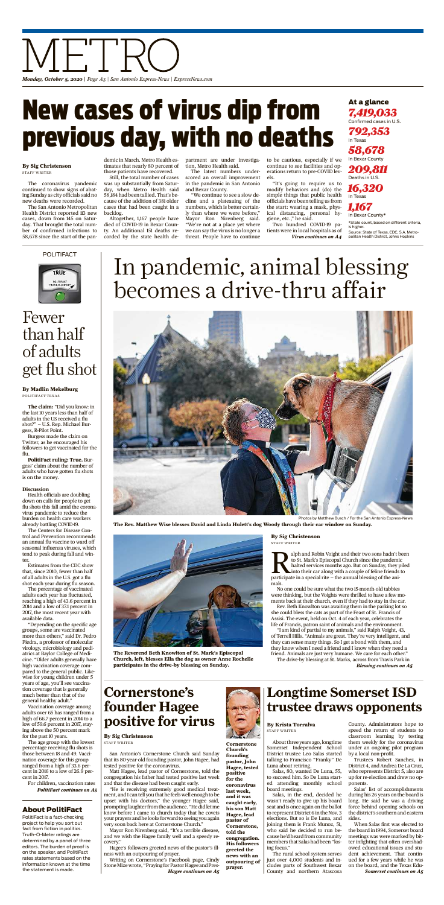# METRO

*Monday, October 5, 2020 | Page A3 | San Antonio Express-News | ExpressNews.com*

# New cases of virus dip from previous day, with no deaths

**By Sig Christenson**
STAFF WRITER

The coronavirus pandemic continued to show signs of abating Sunday as city officials said no new deaths were recorded.

The San Antonio Metropolitan Health District reported 113 new cases, down from 145 on Saturday. That brought the total number of confirmed infections to 58,678 since the start of the pandemic in March. Metro Health estimates that nearly 80 percent of those patients have recovered.

Still, the total number of cases was up substantially from Saturday, when Metro Health said 58,184 had been tallied. That's because of the addition of 381 older cases that had been caught in a backlog.

Altogether, 1,167 people have died of COVID-19 in Bexar County. An additional 151 deaths recorded by the state health department are under investigation, Metro Health said.

The latest numbers underscored an overall improvement in the pandemic in San Antonio and Bexar County.

"We continue to see a slow decline and a plateauing of the numbers, which is better certainly than where we were before," Mayor Ron Nirenberg said. "We're not at a place yet where we can say the virus is no longer a threat. People have to continue to be cautious, especially if we continue to see facilities and operations return to pre-COVID levels.

"It's going to require us to modify behaviors and (do) the simple things that public health officials have been telling us from the start: wearing a mask, physical distancing, personal hygiene, etc.," he said.

Two hundred COVID-19 patients were in local hospitals as of

*Virus continues on A4*

## At a glance

***7,419,033***
Confirmed cases in U.S.

***792,353***
In Texas

***58,678***
In Bexar County

***209,811***
Deaths in U.S.

***16,320***
In Texas

***1,167***
In Bexar County*

*State count, based on different criteria, is higher.

Source: State of Texas, CDC, S.A. Metropolitan Health District, Johns Hopkins

POLITIFACT

TRUE

# Fewer than half of adults get flu shot

**By Madlin Mekelburg**
POLITIFACT TEXAS

**The claim:** "Did you know: in the last 10 years less than half of adults in the US received a flu shot?" — U.S. Rep. Michael Burgess, R-Pilot Point.

Burgess made the claim on Twitter, as he encouraged his followers to get vaccinated for the flu.

**PolitiFact ruling: True.** Burgess' claim about the number of adults who have gotten flu shots is on the money.

**Discussion**

Health officials are doubling down on calls for people to get flu shots this fall amid the coronavirus pandemic to reduce the burden on health care workers already battling COVID-19.

The Centers for Disease Control and Prevention recommends an annual flu vaccine to ward off seasonal influenza viruses, which tend to peak during fall and winter.

Estimates from the CDC show that, since 2010, fewer than half of all adults in the U.S. got a flu shot each year during flu season.

The percentage of vaccinated adults each year has fluctuated, reaching a high of 43.6 percent in 2014 and a low of 37.1 percent in 2017, the most recent year with available data.

"Depending on the specific age groups, some are vaccinated more than others," said Dr. Pedro Piedra, a professor of molecular virology, microbiology and pediatrics at Baylor College of Medicine. "Older adults generally have high vaccination coverage compared to the general public. Likewise for young children under 5 years of age, you'll see vaccination coverage that is generally much better than that of the general healthy adult."

Vaccination coverage among adults over 65 has ranged from a high of 66.7 percent in 2014 to a low of 59.6 percent in 2017, staying above the 50 percent mark for the past 10 years.

The age group with the lowest percentage receiving flu shots is those between 18 and 49. Vaccination coverage for this group ranged from a high of 33.6 percent in 2016 to a low of 26.9 percent in 2017.

For children, vaccination rates

*PolitiFact continues on A5*

## About PolitiFact

PolitiFact is a fact-checking project to help you sort out fact from fiction in politics. Truth-O-Meter ratings are determined by a panel of three editors. The burden of proof is on the speaker, and PolitiFact rates statements based on the information known at the time the statement is made.

# In pandemic, animal blessing becomes a drive-thru affair

Photos by Matthew Busch / For the San Antonio Express-News

**The Rev. Matthew Wise blesses David and Linda Hulett's dog Woody through their car window on Sunday.**

**The Reverend Beth Knowlton of St. Mark's Episcopal Church, left, blesses Ella the dog as owner Anne Rochelle participates in the drive-by blessing on Sunday.**

**By Sig Christenson**
STAFF WRITER

Ralph and Robin Voight and their two sons hadn't been to St. Mark's Episcopal Church since the pandemic halted services months ago. But on Sunday, they piled into their car along with a couple of feline friends to participate in a special rite — the annual blessing of the animals.

No one could be sure that the two 15-month-old tabbies were thinking, but the Voights were thrilled to have a few moments back at their church, even if they had to stay in the car.

Rev. Beth Knowlton was awaiting them in the parking lot so she could bless the cats as part of the Feast of St. Francis of Assisi. The event, held on Oct. 4 of each year, celebrates the life of Francis, patron saint of animals and the environment.

"I am kind of partial to my animals," said Ralph Voight, 43, of Terrell Hills. "Animals are great. They're very intelligent, and they can sense many things. So I get a bond with them, and they know when I need a friend and I know when they need a friend. Animals are just very humane. We care for each other."

The drive-by blessing at St. Marks, across from Travis Park in

*Blessing continues on A5*

# Cornerstone's founder Hagee positive for virus

**By Sig Christenson**
STAFF WRITER

San Antonio's Cornerstone Church said Sunday that its 80-year-old founding pastor, John Hagee, had tested positive for the coronavirus.

Matt Hagee, lead pastor of Cornerstone, told the congregation his father had tested positive last week and that the disease had been caught early.

"He is receiving extremely good medical treatment, and I can tell you that he feels well enough to be upset with his doctors," the younger Hagee said, prompting laughter from the audience. "He did let me know before I came to church today that he covets your prayers and he looks forward to seeing you again very soon back here at Cornerstone Church."

Mayor Ron Nirenberg said, "It's a terrible disease, and we wish the Hagee family well and a speedy recovery."

Hagee's followers greeted news of the pastor's illness with an outpouring of prayer.

Writing on Cornerstone's Facebook page, Cindy Stone Mize wrote, "Praying for Pastor Hagee and Pres-

*Hagee continues on A5*

**Cornerstone Church's founding pastor, John Hagee, tested positive for the coronavirus last week, and it was caught early, his son Matt Hagee, lead pastor of Cornerstone, told the congregation. His followers greeted the news with an outpouring of prayer.**

# Longtime Somerset ISD trustee draws opponents

**By Krista Torralva**
STAFF WRITER

About three years ago, longtime Somerset Independent School District trustee Leo Salas started talking to Francisco "Franky" De Luna about retiring.

Salas, 80, wanted De Luna, 55, to succeed him. So De Luna started attending monthly school board meetings.

Salas, in the end, decided he wasn't ready to give up his board seat and is once again on the ballot to represent District 6 in the Nov. 3 elections. But so is De Luna, and joining them is Frank Munoz, 51, who said he decided to run because he'd heard from community members that Salas had been "losing focus."

The rural school system serves just over 4,000 students and includes parts of Southwest Bexar County and northern Atascosa County. Administrators hope to speed the return of students to classroom learning by testing them weekly for the coronavirus under an ongoing pilot program by a local non-profit.

Trustees Robert Sanchez, in District 4, and Andrea De La Cruz, who represents District 5, also are up for re-election and drew no opponents.

Salas' list of accomplishments during his 26 years on the board is long. He said he was a driving force behind opening schools on the district's southern and eastern sides.

When Salas first was elected to the board in 1994, Somerset board meetings were marked by bitter infighting that often overshadowed educational issues and student achievement. That continued for a few years while he was on the board, and the Texas Edu-

*Somerset continues on A5*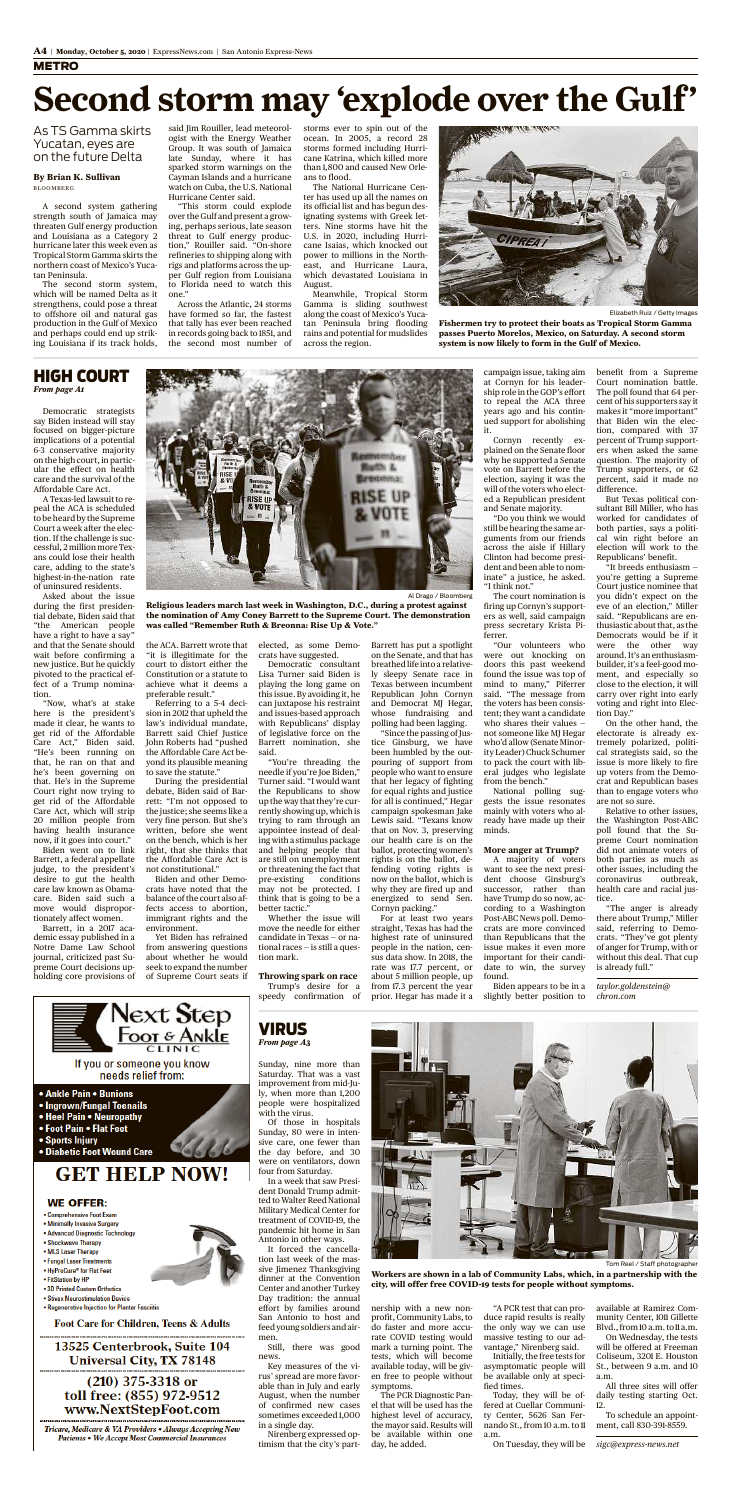# Second storm may 'explode over the Gulf'

## As TS Gamma skirts Yucatan, eyes are on the future Delta

**By Brian K. Sullivan**
BLOOMBERG

A second system gathering strength south of Jamaica may threaten Gulf energy production and Louisiana as a Category 2 hurricane later this week even as Tropical Storm Gamma skirts the northern coast of Mexico's Yucatan Peninsula.

The second storm system, which will be named Delta as it strengthens, could pose a threat to offshore oil and natural gas production in the Gulf of Mexico and perhaps could end up striking Louisiana if its track holds, said Jim Rouiller, lead meteorologist with the Energy Weather Group. It was south of Jamaica late Sunday, where it has sparked storm warnings on the Cayman Islands and a hurricane watch on Cuba, the U.S. National Hurricane Center said.

"This storm could explode over the Gulf and present a growing, perhaps serious, late season threat to Gulf energy production," Rouiller said. "On-shore refineries to shipping along with rigs and platforms across the upper Gulf region from Louisiana to Florida need to watch this one."

Across the Atlantic, 24 storms have formed so far, the fastest that tally has ever been reached in records going back to 1851, and the second most number of storms ever to spin out of the ocean. In 2005, a record 28 storms formed including Hurricane Katrina, which killed more than 1,800 and caused New Orleans to flood.

The National Hurricane Center has used up all the names on its official list and has begun designating systems with Greek letters. Nine storms have hit the U.S. in 2020, including Hurricane Isaias, which knocked out power to millions in the Northeast, and Hurricane Laura, which devastated Louisiana in August.

Meanwhile, Tropical Storm Gamma is sliding southwest along the coast of Mexico's Yucatan Peninsula bring flooding rains and potential for mudslides across the region.

Elizabeth Ruiz / Getty Images

**Fishermen try to protect their boats as Tropical Storm Gamma passes Puerto Morelos, Mexico, on Saturday. A second storm system is now likely to form in the Gulf of Mexico.**

## HIGH COURT

*From page A1*

Democratic strategists say Biden instead will stay focused on bigger-picture implications of a potential 6-3 conservative majority on the high court, in particular the effect on health care and the survival of the Affordable Care Act.

A Texas-led lawsuit to repeal the ACA is scheduled to be heard by the Supreme Court a week after the election. If the challenge is successful, 2 million more Texans could lose their health care, adding to the state's highest-in-the-nation rate of uninsured residents.

Asked about the issue during the first presidential debate, Biden said that "the American people have a right to have a say" and that the Senate should wait before confirming a new justice. But he quickly pivoted to the practical effect of a Trump nomination.

"Now, what's at stake here is the president's made it clear, he wants to get rid of the Affordable Care Act," Biden said. "He's been running on that, he ran on that and he's been governing on that. He's in the Supreme Court right now trying to get rid of the Affordable Care Act, which will strip 20 million people from having health insurance now, if it goes into court."

Biden went on to link Barrett, a federal appellate judge, to the president's desire to gut the health care law known as Obamacare. Biden said such a move would disproportionately affect women.

Barrett, in a 2017 academic essay published in a Notre Dame Law School journal, criticized past Supreme Court decisions upholding core provisions of the ACA. Barrett wrote that "it is illegitimate for the court to distort either the Constitution or a statute to achieve what it deems a preferable result."

Referring to a 5-4 decision in 2012 that upheld the law's individual mandate, Barrett said Chief Justice John Roberts had "pushed the Affordable Care Act beyond its plausible meaning to save the statute."

During the presidential debate, Biden said of Barrett: "I'm not opposed to the justice; she seems like a very fine person. But she's written, before she went on the bench, which is her right, that she thinks that the Affordable Care Act is not constitutional."

Biden and other Democrats have noted that the balance of the court also affects access to abortion, immigrant rights and the environment.

Yet Biden has refrained from answering questions about whether he would seek to expand the number of Supreme Court seats if elected, as some Democrats have suggested.

Democratic consultant Lisa Turner said Biden is playing the long game on this issue. By avoiding it, he can juxtapose his restraint and issues-based approach with Republicans' display of legislative force on the Barrett nomination, she said.

"You're threading the needle if you're Joe Biden," Turner said. "I would want the Republicans to show up the way that they're currently showing up, which is trying to ram through an appointee instead of dealing with a stimulus package and helping people that are still on unemployment or threatening the fact that pre-existing conditions may not be protected. I think that is going to be a better tactic."

Whether the issue will move the needle for either candidate in Texas — or national races — is still a question mark.

### Throwing spark on race

Trump's desire for a speedy confirmation of Barrett has put a spotlight on the Senate, and that has breathed life into a relatively sleepy Senate race in Texas between incumbent Republican John Cornyn and Democrat MJ Hegar, whose fundraising and polling had been lagging.

"Since the passing of Justice Ginsburg, we have been humbled by the outpouring of support from people who want to ensure that her legacy of fighting for equal rights and justice for all is continued," Hegar campaign spokesman Jake Lewis said. "Texans know that on Nov. 3, preserving our health care is on the ballot, protecting women's rights is on the ballot, defending voting rights is now on the ballot, which is why they are fired up and energized to send Sen. Cornyn packing."

For at least two years straight, Texas has had the highest rate of uninsured people in the nation, census data show. In 2018, the rate was 17.7 percent, or about 5 million people, up from 17.3 percent the year prior. Hegar has made it a campaign issue, taking aim at Cornyn for his leadership role in the GOP's effort to repeal the ACA three years ago and his continued support for abolishing it.

Cornyn recently explained on the Senate floor why he supported a Senate vote on Barrett before the election, saying it was the will of the voters who elected a Republican president and Senate majority.

"Do you think we would still be hearing the same arguments from our friends across the aisle if Hillary Clinton had become president and been able to nominate" a justice, he asked. "I think not."

The court nomination is firing up Cornyn's supporters as well, said campaign press secretary Krista Piferrer.

"Our volunteers who were out knocking on doors this past weekend found the issue was top of mind to many," Piferrer said. "The message from the voters has been consistent; they want a candidate who shares their values — not someone like MJ Hegar who'd allow (Senate Minority Leader) Chuck Schumer to pack the court with liberal judges who legislate from the bench."

National polling suggests the issue resonates mainly with voters who already have made up their minds.

### More anger at Trump?

A majority of voters want to see the next president choose Ginsburg's successor, rather than have Trump do so now, according to a Washington Post-ABC News poll. Democrats are more convinced than Republicans that the issue makes it even more important for their candidate to win, the survey found.

Biden appears to be in a slightly better position to benefit from a Supreme Court nomination battle. The poll found that 64 percent of his supporters say it makes it "more important" that Biden win the election, compared with 37 percent of Trump supporters when asked the same question. The majority of Trump supporters, or 62 percent, said it made no difference.

But Texas political consultant Bill Miller, who has worked for candidates of both parties, says a political win right before an election will work to the Republicans' benefit.

"It breeds enthusiasm — you're getting a Supreme Court justice nominee that you didn't expect on the eve of an election," Miller said. "Republicans are enthusiastic about that, as the Democrats would be if it were the other way around. It's an enthusiasm-builder, it's a feel-good moment, and especially so close to the election, it will carry over right into early voting and right into Election Day."

On the other hand, the electorate is already extremely polarized, political strategists said, so the issue is more likely to fire up voters from the Democrat and Republican bases than to engage voters who are not so sure.

Relative to other issues, the Washington Post-ABC poll found that the Supreme Court nomination did not animate voters of both parties as much as other issues, including the coronavirus outbreak, health care and racial justice.

"The anger is already there about Trump," Miller said, referring to Democrats. "They've got plenty of anger for Trump, with or without this deal. That cup is already full."

*taylor.goldenstein@chron.com*

Al Drago / Bloomberg

**Religious leaders march last week in Washington, D.C., during a protest against the nomination of Amy Coney Barrett to the Supreme Court. The demonstration was called "Remember Ruth & Breonna: Rise Up & Vote."**

## VIRUS

*From page A3*

Sunday, nine more than Saturday. That was a vast improvement from mid-July, when more than 1,200 people were hospitalized with the virus.

Of those in hospitals Sunday, 80 were in intensive care, one fewer than the day before, and 30 were on ventilators, down four from Saturday.

In a week that saw President Donald Trump admitted to Walter Reed National Military Medical Center for treatment of COVID-19, the pandemic hit home in San Antonio in other ways.

It forced the cancellation last week of the massive Jimenez Thanksgiving dinner at the Convention Center and another Turkey Day tradition: the annual effort by families around San Antonio to host and feed young soldiers and airmen.

Still, there was good news.

Key measures of the virus' spread are more favorable than in July and early August, when the number of confirmed new cases sometimes exceeded 1,000 in a single day.

Nirenberg expressed optimism that the city's partnership with a new nonprofit, Community Labs, to do faster and more accurate COVID testing would mark a turning point. The tests, which will become available today, will be given free to people without symptoms.

The PCR Diagnostic Panel that will be used has the highest level of accuracy, the mayor said. Results will be available within one day, he added.

"A PCR test that can produce rapid results is really the only way we can use massive testing to our advantage," Nirenberg said.

Initially, the free tests for asymptomatic people will be available only at specified times.

Today, they will be offered at Cuellar Community Center, 5626 San Fernando St., from 10 a.m. to 11 a.m.

On Tuesday, they will be available at Ramirez Community Center, 1011 Gillette Blvd., from 10 a.m. to 11 a.m.

On Wednesday, the tests will be offered at Freeman Coliseum, 3201 E. Houston St., between 9 a.m. and 10 a.m.

All three sites will offer daily testing starting Oct. 12.

To schedule an appointment, call 830-391-8559.

*sigc@express-news.net*

Tom Reel / Staff photographer

**Workers are shown in a lab of Community Labs, which, in a partnership with the city, will offer free COVID-19 tests for people without symptoms.**

---

**Next Step Foot & Ankle Clinic**

If you or someone you know needs relief from:

- Ankle Pain • Bunions
- Ingrown/Fungal Toenails
- Heel Pain • Neuropathy
- Foot Pain • Flat Feet
- Sports Injury
- Diabetic Foot Wound Care

**GET HELP NOW!**

**WE OFFER:**

- Comprehensive Foot Exam
- Minimally Invasive Surgery
- Advanced Diagnostic Technology
- Shockwave Therapy
- MLS Laser Therapy
- Fungal Laser Treatments
- HyProCure® for Flat Feet
- FitStation by HP
- 3D Printed Custom Orthotics
- Sinex Neurostimulation Device
- Regenerative Injection for Planter Fasciitis

**Foot Care for Children, Teens & Adults**

**13525 Centerbrook, Suite 104**
**Universal City, TX 78148**

**(210) 375-3318 or toll free: (855) 972-9512**
**www.NextStepFoot.com**

*Tricare, Medicare & VA Providers • Always Accepting New Patients • We Accept Most Commercial Insurances*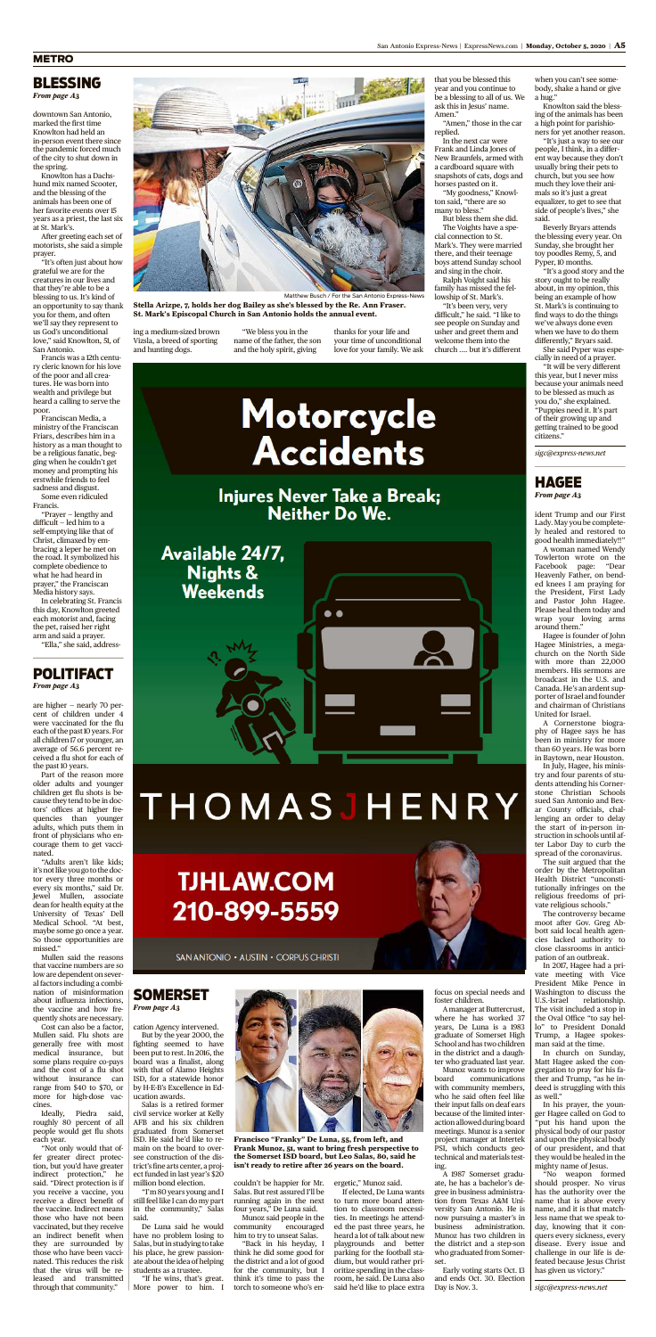METRO

# BLESSING

*From page A3*

downtown San Antonio, marked the first time Knowlton had held an in-person event there since the pandemic forced much of the city to shut down in the spring.

Knowlton has a Dachshund mix named Scooter, and the blessing of the animals has been one of her favorite events over 15 years as a priest, the last six at St. Mark's.

After greeting each set of motorists, she said a simple prayer.

"It's often just about how grateful we are for the creatures in our lives and that they're able to be a blessing to us. It's kind of an opportunity to say thank you for them, and often we'll say they represent to us God's unconditional love," said Knowlton, 51, of San Antonio.

Francis was a 12th century cleric known for his love of the poor and all creatures. He was born into wealth and privilege but heard a calling to serve the poor.

Franciscan Media, a ministry of the Franciscan Friars, describes him in a history as a man thought to be a religious fanatic, begging when he couldn't get money and prompting his erstwhile friends to feel sadness and disgust.

Some even ridiculed Francis.

"Prayer — lengthy and difficult — led him to a self-emptying like that of Christ, climaxed by embracing a leper he met on the road. It symbolized his complete obedience to what he had heard in prayer," the Franciscan Media history says.

In celebrating St. Francis this day, Knowlton greeted each motorist and, facing the pet, raised her right arm and said a prayer.

"Ella," she said, addressing a medium-sized brown Vizsla, a breed of sporting and hunting dogs.

"We bless you in the name of the father, the son and the holy spirit, giving thanks for your life and your time of unconditional love for your family. We ask that you be blessed this year and you continue to be a blessing to all of us. We ask this in Jesus' name. Amen."

"Amen," those in the car replied.

In the next car were Frank and Linda Jones of New Braunfels, armed with a cardboard square with snapshots of cats, dogs and horses pasted on it.

"My goodness," Knowlton said, "there are so many to bless."

But bless them she did. The Voights have a special connection to St. Mark's. They were married there, and their teenage boys attend Sunday school and sing in the choir.

Ralph Voight said his family has missed the fellowship of St. Mark's.

"It's been very, very difficult," he said. "I like to see people on Sunday and usher and greet them and welcome them into the church .... but it's different when you can't see somebody, shake a hand or give a hug."

Knowlton said the blessing of the animals has been a high point for parishioners for yet another reason.

"It's just a way to see our people, I think, in a different way because they don't usually bring their pets to church, but you see how much they love their animals so it's just a great equalizer, to get to see that side of people's lives," she said.

Beverly Bryars attends the blessing every year. On Sunday, she brought her toy poodles Remy, 5, and Pyper, 10 months.

"It's a good story and the story ought to be really about, in my opinion, this being an example of how St. Mark's is continuing to find ways to do the things we've always done even when we have to do them differently," Bryars said.

She said Pyper was especially in need of a prayer.

"It will be very different this year, but I never miss because your animals need to be blessed as much as you do," she explained. "Puppies need it. It's part of their growing up and getting trained to be good citizens."

*sigc@express-news.net*

Matthew Busch / For the San Antonio Express-News

**Stella Arizpe, 7, holds her dog Bailey as she's blessed by the Re. Ann Fraser. St. Mark's Episcopal Church in San Antonio holds the annual event.**

# POLITIFACT

*From page A3*

are higher — nearly 70 percent of children under 4 were vaccinated for the flu each of the past 10 years. For all children 17 or younger, an average of 56.6 percent received a flu shot for each of the past 10 years.

Part of the reason more older adults and younger children get flu shots is because they tend to be in doctors' offices at higher frequencies than younger adults, which puts them in front of physicians who encourage them to get vaccinated.

"Adults aren't like kids; it's not like you go to the doctor every three months or every six months," said Dr. Jewel Mullen, associate dean for health equity at the University of Texas' Dell Medical School. "At best, maybe some go once a year. So those opportunities are missed."

Mullen said the reasons that vaccine numbers are so low are dependent on several factors including a combination of misinformation about influenza infections, the vaccine and how frequently shots are necessary.

Cost can also be a factor, Mullen said. Flu shots are generally free with most medical insurance, but some plans require co-pays and the cost of a flu shot without insurance can range from $40 to $70, or more for high-dose vaccines.

Ideally, Piedra said, roughly 80 percent of all people would get flu shots each year.

"Not only would that offer greater direct protection, but you'd have greater indirect protection," he said. "Direct protection is if you receive a vaccine, you receive a direct benefit of the vaccine. Indirect means those who have not been vaccinated, but they receive an indirect benefit when they are surrounded by those who have been vaccinated. This reduces the risk that the virus will be released and transmitted through that community."

# SOMERSET

*From page A3*

cation Agency intervened.

But by the year 2000, the fighting seemed to have been put to rest. In 2016, the board was a finalist, along with that of Alamo Heights ISD, for a statewide honor by H-E-B's Excellence in Education awards.

Salas is a retired former civil service worker at Kelly AFB and his six children graduated from Somerset ISD. He said he'd like to remain on the board to oversee construction of the district's fine arts center, a project funded in last year's $20 million bond election.

"I'm 80 years young and I still feel like I can do my part in the community," Salas said.

De Luna said he would have no problem losing to Salas, but in studying to take his place, he grew passionate about the idea of helping students as a trustee.

"If he wins, that's great. More power to him. I couldn't be happier for Mr. Salas. But rest assured I'll be running again in the next four years," De Luna said.

Munoz said people in the community encouraged him to try to unseat Salas.

"Back in his heyday, I think he did some good for the district and a lot of good for the community, but I think it's time to pass the torch to someone who's energetic," Munoz said.

If elected, De Luna wants to turn more board attention to classroom necessities. In meetings he attended the past three years, he heard a lot of talk about new playgrounds and better parking for the football stadium, but would rather prioritize spending in the classroom, he said. De Luna also said he'd like to place extra focus on special needs and foster children.

A manager at Buttercrust, where he has worked 37 years, De Luna is a 1983 graduate of Somerset High School and has two children in the district and a daughter who graduated last year.

Munoz wants to improve board communications with community members, who he said often feel like their input falls on deaf ears because of the limited interaction allowed during board meetings. Munoz is a senior project manager at Intertek PSI, which conducts geotechnical and materials testing.

A 1987 Somerset graduate, he has a bachelor's degree in business administration from Texas A&M University-San Antonio. He is now pursuing a master's in business administration. Munoz has two children in the district and a step-son who graduated from Somerset.

Early voting starts Oct. 13 and ends Oct. 30. Election Day is Nov. 3.

**Francisco "Franky" De Luna, 55, from left, and Frank Munoz, 51, want to bring fresh perspective to the Somerset ISD board, but Leo Salas, 80, said he isn't ready to retire after 26 years on the board.**

# HAGEE

*From page A3*

ident Trump and our First Lady. May you be completely healed and restored to good health immediately!!"

A woman named Wendy Towlerton wrote on the Facebook page: "Dear Heavenly Father, on bended knees I am praying for the President, First Lady and Pastor John Hagee. Please heal them today and wrap your loving arms around them."

Hagee is founder of John Hagee Ministries, a megachurch on the North Side with more than 22,000 members. His sermons are broadcast in the U.S. and Canada. He's an ardent supporter of Israel and founder and chairman of Christians United for Israel.

A Cornerstone biography of Hagee says he has been in ministry for more than 60 years. He was born in Baytown, near Houston.

In July, Hagee, his ministry and four parents of students attending his Cornerstone Christian Schools sued San Antonio and Bexar County officials, challenging an order to delay the start of in-person instruction in schools until after Labor Day to curb the spread of the coronavirus.

The suit argued that the order by the Metropolitan Health District "unconstitutionally infringes on the religious freedoms of private religious schools."

The controversy became moot after Gov. Greg Abbott said local health agencies lacked authority to close classrooms in anticipation of an outbreak.

In 2017, Hagee had a private meeting with Vice President Mike Pence in Washington to discuss the U.S.-Israel relationship. The visit included a stop in the Oval Office "to say hello" to President Donald Trump, a Hagee spokesman said at the time.

In church on Sunday, Matt Hagee asked the congregation to pray for his father and Trump, "as he indeed is struggling with this as well."

In his prayer, the younger Hagee called on God to "put his hand upon the physical body of our pastor and upon the physical body of our president, and that they would be healed in the mighty name of Jesus.

"No weapon formed should prosper. No virus has the authority over the name that is above every name, and it is that matchless name that we speak today, knowing that it conquers every sickness, every disease. Every issue and challenge in our life is defeated because Jesus Christ has given us victory."

*sigc@express-news.net*

**Motorcycle Accidents**

Injures Never Take a Break; Neither Do We.

Available 24/7, Nights & Weekends

THOMAS J HENRY

TJHLAW.COM 210-899-5559

SAN ANTONIO • AUSTIN • CORPUS CHRISTI